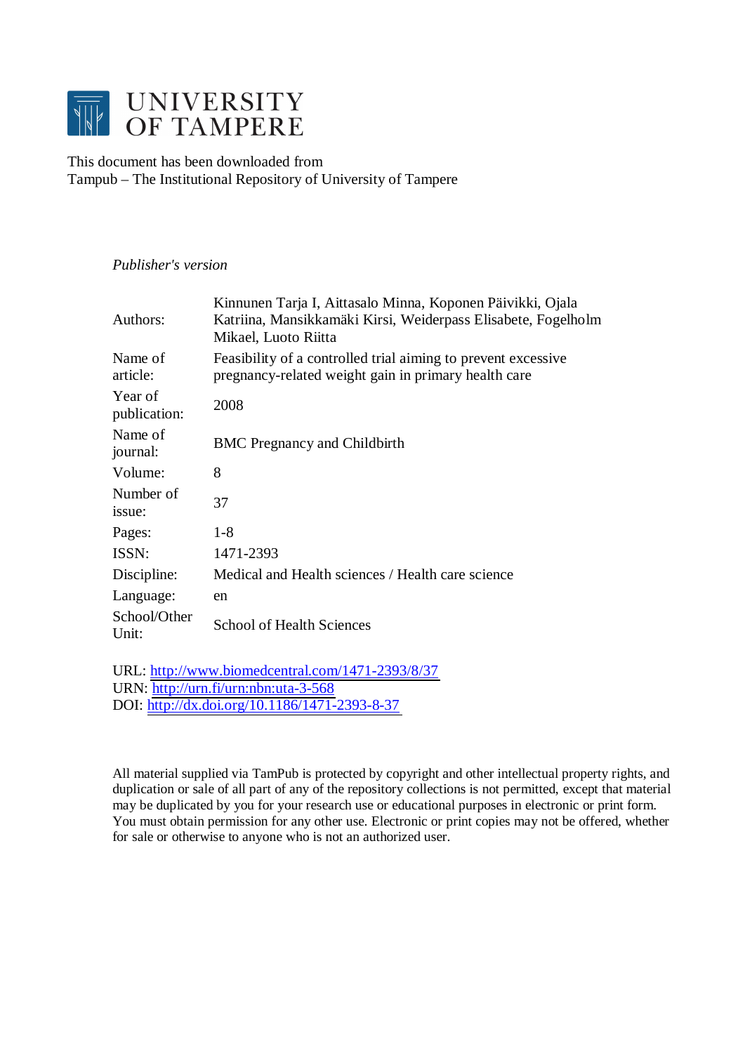# UNIVERSITY OF TAMPERE

This document has been downloaded from
Tampub – The Institutional Repository of University of Tampere

*Publisher's version*

| | |
|---|---|
| Authors: | Kinnunen Tarja I, Aittasalo Minna, Koponen Päivikki, Ojala Katriina, Mansikkamäki Kirsi, Weiderpass Elisabete, Fogelholm Mikael, Luoto Riitta |
| Name of article: | Feasibility of a controlled trial aiming to prevent excessive pregnancy-related weight gain in primary health care |
| Year of publication: | 2008 |
| Name of journal: | BMC Pregnancy and Childbirth |
| Volume: | 8 |
| Number of issue: | 37 |
| Pages: | 1-8 |
| ISSN: | 1471-2393 |
| Discipline: | Medical and Health sciences / Health care science |
| Language: | en |
| School/Other Unit: | School of Health Sciences |

URL: http://www.biomedcentral.com/1471-2393/8/37
URN: http://urn.fi/urn:nbn:uta-3-568
DOI: http://dx.doi.org/10.1186/1471-2393-8-37

All material supplied via TamPub is protected by copyright and other intellectual property rights, and duplication or sale of all part of any of the repository collections is not permitted, except that material may be duplicated by you for your research use or educational purposes in electronic or print form. You must obtain permission for any other use. Electronic or print copies may not be offered, whether for sale or otherwise to anyone who is not an authorized user.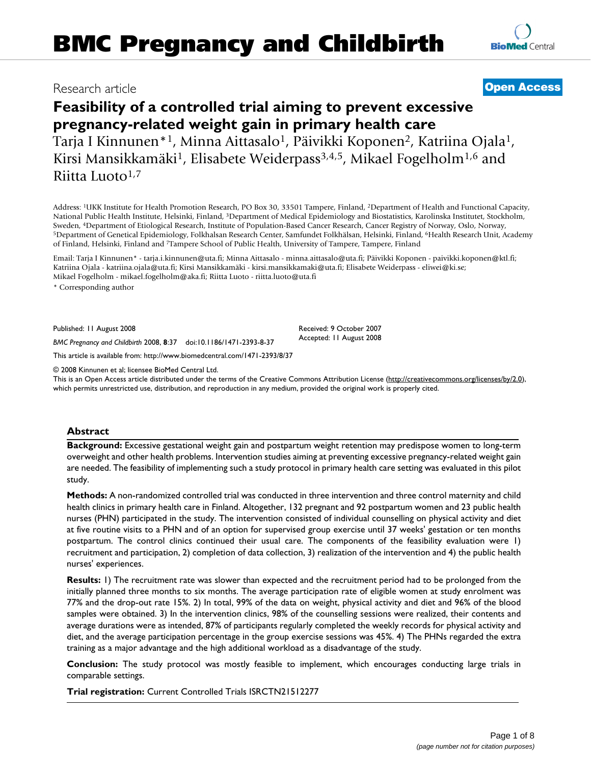# Feasibility of a controlled trial aiming to prevent excessive pregnancy-related weight gain in primary health care

Tarja I Kinnunen*[1], Minna Aittasalo[1], Päivikki Koponen[2], Katriina Ojala[1], Kirsi Mansikkamäki[1], Elisabete Weiderpass[3,4,5], Mikael Fogelholm[1,6] and Riitta Luoto[1,7]

Address: [1]UKK Institute for Health Promotion Research, PO Box 30, 33501 Tampere, Finland, [2]Department of Health and Functional Capacity, National Public Health Institute, Helsinki, Finland, [3]Department of Medical Epidemiology and Biostatistics, Karolinska Institutet, Stockholm, Sweden, [4]Department of Etiological Research, Institute of Population-Based Cancer Research, Cancer Registry of Norway, Oslo, Norway, [5]Department of Genetical Epidemiology, Folkhalsan Research Center, Samfundet Folkhälsan, Helsinki, Finland, [6]Health Research Unit, Academy of Finland, Helsinki, Finland and [7]Tampere School of Public Health, University of Tampere, Tampere, Finland

Email: Tarja I Kinnunen* - tarja.i.kinnunen@uta.fi; Minna Aittasalo - minna.aittasalo@uta.fi; Päivikki Koponen - paivikki.koponen@ktl.fi; Katriina Ojala - katriina.ojala@uta.fi; Kirsi Mansikkamäki - kirsi.mansikkamaki@uta.fi; Elisabete Weiderpass - eliwei@ki.se; Mikael Fogelholm - mikael.fogelholm@aka.fi; Riitta Luoto - riitta.luoto@uta.fi

\* Corresponding author

Published: 11 August 2008

*BMC Pregnancy and Childbirth* 2008, **8**:37 doi:10.1186/1471-2393-8-37

Received: 9 October 2007
Accepted: 11 August 2008

This article is available from: http://www.biomedcentral.com/1471-2393/8/37

© 2008 Kinnunen et al; licensee BioMed Central Ltd.
This is an Open Access article distributed under the terms of the Creative Commons Attribution License (http://creativecommons.org/licenses/by/2.0), which permits unrestricted use, distribution, and reproduction in any medium, provided the original work is properly cited.

## Abstract

**Background:** Excessive gestational weight gain and postpartum weight retention may predispose women to long-term overweight and other health problems. Intervention studies aiming at preventing excessive pregnancy-related weight gain are needed. The feasibility of implementing such a study protocol in primary health care setting was evaluated in this pilot study.

**Methods:** A non-randomized controlled trial was conducted in three intervention and three control maternity and child health clinics in primary health care in Finland. Altogether, 132 pregnant and 92 postpartum women and 23 public health nurses (PHN) participated in the study. The intervention consisted of individual counselling on physical activity and diet at five routine visits to a PHN and of an option for supervised group exercise until 37 weeks' gestation or ten months postpartum. The control clinics continued their usual care. The components of the feasibility evaluation were 1) recruitment and participation, 2) completion of data collection, 3) realization of the intervention and 4) the public health nurses' experiences.

**Results:** 1) The recruitment rate was slower than expected and the recruitment period had to be prolonged from the initially planned three months to six months. The average participation rate of eligible women at study enrolment was 77% and the drop-out rate 15%. 2) In total, 99% of the data on weight, physical activity and diet and 96% of the blood samples were obtained. 3) In the intervention clinics, 98% of the counselling sessions were realized, their contents and average durations were as intended, 87% of participants regularly completed the weekly records for physical activity and diet, and the average participation percentage in the group exercise sessions was 45%. 4) The PHNs regarded the extra training as a major advantage and the high additional workload as a disadvantage of the study.

**Conclusion:** The study protocol was mostly feasible to implement, which encourages conducting large trials in comparable settings.

**Trial registration:** Current Controlled Trials ISRCTN21512277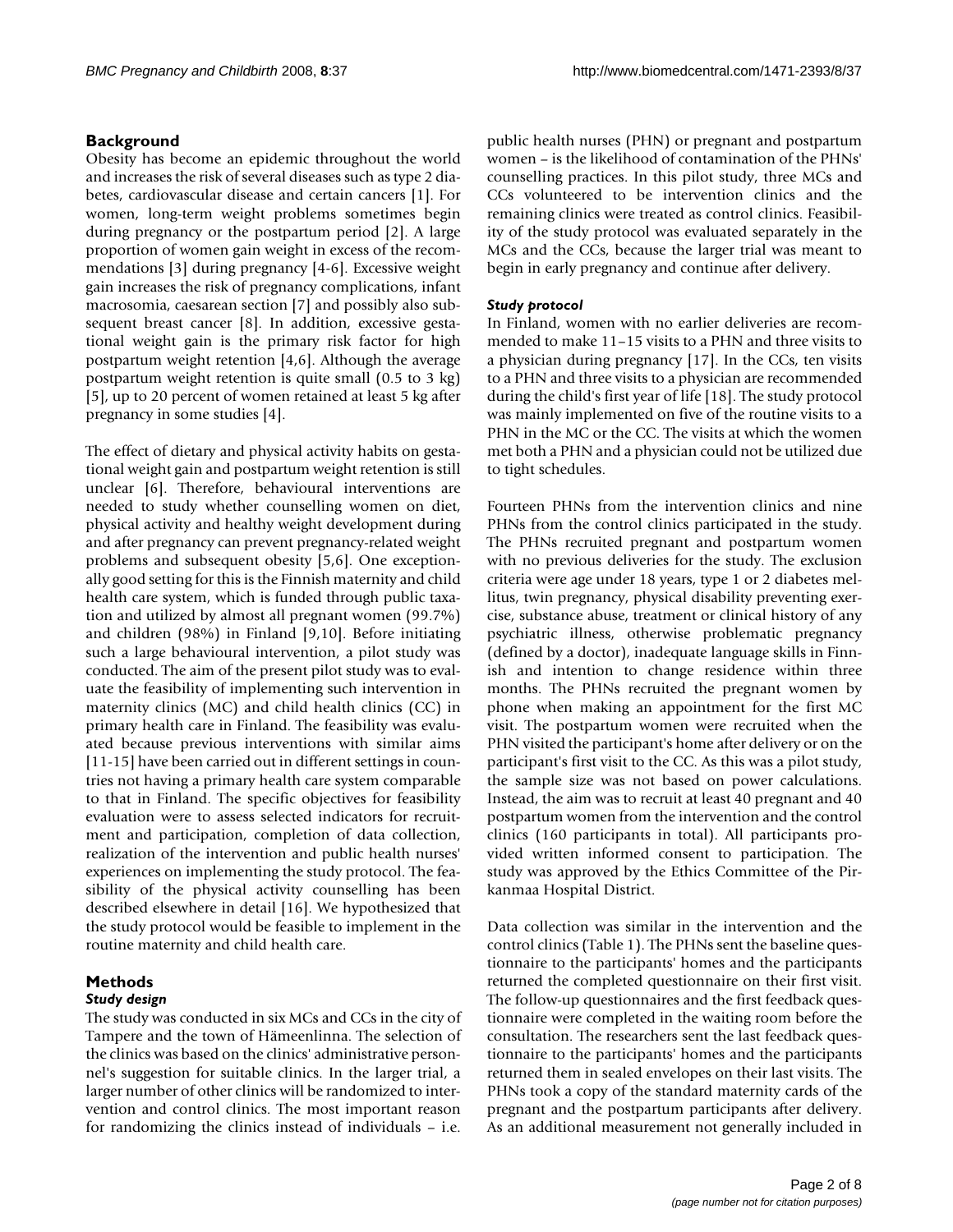## Background

Obesity has become an epidemic throughout the world and increases the risk of several diseases such as type 2 diabetes, cardiovascular disease and certain cancers [1]. For women, long-term weight problems sometimes begin during pregnancy or the postpartum period [2]. A large proportion of women gain weight in excess of the recommendations [3] during pregnancy [4-6]. Excessive weight gain increases the risk of pregnancy complications, infant macrosomia, caesarean section [7] and possibly also subsequent breast cancer [8]. In addition, excessive gestational weight gain is the primary risk factor for high postpartum weight retention [4,6]. Although the average postpartum weight retention is quite small (0.5 to 3 kg) [5], up to 20 percent of women retained at least 5 kg after pregnancy in some studies [4].

The effect of dietary and physical activity habits on gestational weight gain and postpartum weight retention is still unclear [6]. Therefore, behavioural interventions are needed to study whether counselling women on diet, physical activity and healthy weight development during and after pregnancy can prevent pregnancy-related weight problems and subsequent obesity [5,6]. One exceptionally good setting for this is the Finnish maternity and child health care system, which is funded through public taxation and utilized by almost all pregnant women (99.7%) and children (98%) in Finland [9,10]. Before initiating such a large behavioural intervention, a pilot study was conducted. The aim of the present pilot study was to evaluate the feasibility of implementing such intervention in maternity clinics (MC) and child health clinics (CC) in primary health care in Finland. The feasibility was evaluated because previous interventions with similar aims [11-15] have been carried out in different settings in countries not having a primary health care system comparable to that in Finland. The specific objectives for feasibility evaluation were to assess selected indicators for recruitment and participation, completion of data collection, realization of the intervention and public health nurses' experiences on implementing the study protocol. The feasibility of the physical activity counselling has been described elsewhere in detail [16]. We hypothesized that the study protocol would be feasible to implement in the routine maternity and child health care.

## Methods

### *Study design*

The study was conducted in six MCs and CCs in the city of Tampere and the town of Hämeenlinna. The selection of the clinics was based on the clinics' administrative personnel's suggestion for suitable clinics. In the larger trial, a larger number of other clinics will be randomized to intervention and control clinics. The most important reason for randomizing the clinics instead of individuals – i.e. public health nurses (PHN) or pregnant and postpartum women – is the likelihood of contamination of the PHNs' counselling practices. In this pilot study, three MCs and CCs volunteered to be intervention clinics and the remaining clinics were treated as control clinics. Feasibility of the study protocol was evaluated separately in the MCs and the CCs, because the larger trial was meant to begin in early pregnancy and continue after delivery.

### *Study protocol*

In Finland, women with no earlier deliveries are recommended to make 11–15 visits to a PHN and three visits to a physician during pregnancy [17]. In the CCs, ten visits to a PHN and three visits to a physician are recommended during the child's first year of life [18]. The study protocol was mainly implemented on five of the routine visits to a PHN in the MC or the CC. The visits at which the women met both a PHN and a physician could not be utilized due to tight schedules.

Fourteen PHNs from the intervention clinics and nine PHNs from the control clinics participated in the study. The PHNs recruited pregnant and postpartum women with no previous deliveries for the study. The exclusion criteria were age under 18 years, type 1 or 2 diabetes mellitus, twin pregnancy, physical disability preventing exercise, substance abuse, treatment or clinical history of any psychiatric illness, otherwise problematic pregnancy (defined by a doctor), inadequate language skills in Finnish and intention to change residence within three months. The PHNs recruited the pregnant women by phone when making an appointment for the first MC visit. The postpartum women were recruited when the PHN visited the participant's home after delivery or on the participant's first visit to the CC. As this was a pilot study, the sample size was not based on power calculations. Instead, the aim was to recruit at least 40 pregnant and 40 postpartum women from the intervention and the control clinics (160 participants in total). All participants provided written informed consent to participation. The study was approved by the Ethics Committee of the Pirkanmaa Hospital District.

Data collection was similar in the intervention and the control clinics (Table 1). The PHNs sent the baseline questionnaire to the participants' homes and the participants returned the completed questionnaire on their first visit. The follow-up questionnaires and the first feedback questionnaire were completed in the waiting room before the consultation. The researchers sent the last feedback questionnaire to the participants' homes and the participants returned them in sealed envelopes on their last visits. The PHNs took a copy of the standard maternity cards of the pregnant and the postpartum participants after delivery. As an additional measurement not generally included in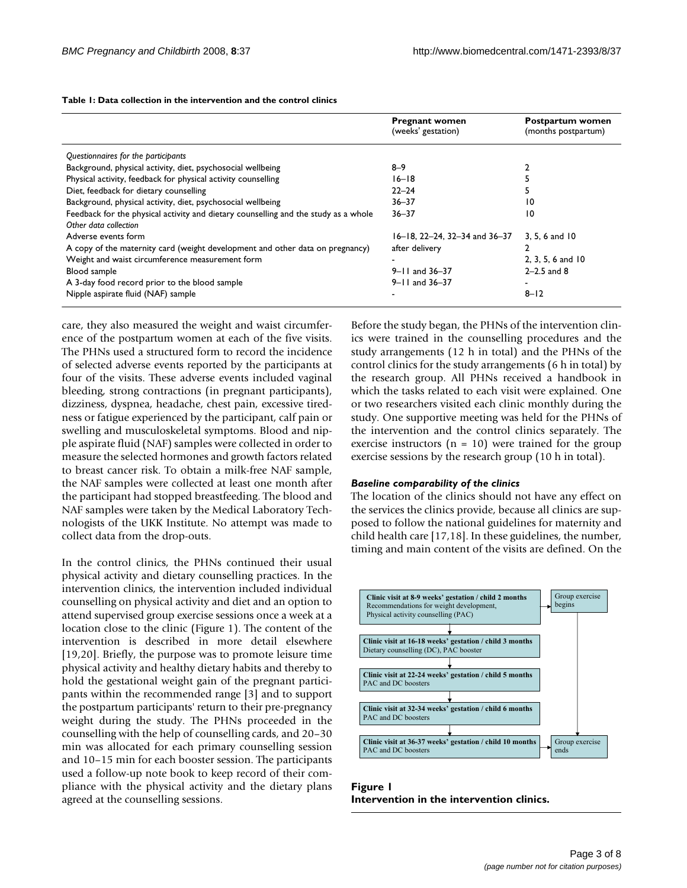**Table 1: Data collection in the intervention and the control clinics**

| | Pregnant women (weeks' gestation) | Postpartum women (months postpartum) |
|---|---|---|
| *Questionnaires for the participants* | | |
| Background, physical activity, diet, psychosocial wellbeing | 8–9 | 2 |
| Physical activity, feedback for physical activity counselling | 16–18 | 5 |
| Diet, feedback for dietary counselling | 22–24 | 5 |
| Background, physical activity, diet, psychosocial wellbeing | 36–37 | 10 |
| Feedback for the physical activity and dietary counselling and the study as a whole | 36–37 | 10 |
| *Other data collection* | | |
| Adverse events form | 16–18, 22–24, 32–34 and 36–37 | 3, 5, 6 and 10 |
| A copy of the maternity card (weight development and other data on pregnancy) | after delivery | 2 |
| Weight and waist circumference measurement form | - | 2, 3, 5, 6 and 10 |
| Blood sample | 9–11 and 36–37 | 2–2.5 and 8 |
| A 3-day food record prior to the blood sample | 9–11 and 36–37 | - |
| Nipple aspirate fluid (NAF) sample | - | 8–12 |

care, they also measured the weight and waist circumference of the postpartum women at each of the five visits. The PHNs used a structured form to record the incidence of selected adverse events reported by the participants at four of the visits. These adverse events included vaginal bleeding, strong contractions (in pregnant participants), dizziness, dyspnea, headache, chest pain, excessive tiredness or fatigue experienced by the participant, calf pain or swelling and musculoskeletal symptoms. Blood and nipple aspirate fluid (NAF) samples were collected in order to measure the selected hormones and growth factors related to breast cancer risk. To obtain a milk-free NAF sample, the NAF samples were collected at least one month after the participant had stopped breastfeeding. The blood and NAF samples were taken by the Medical Laboratory Technologists of the UKK Institute. No attempt was made to collect data from the drop-outs.

In the control clinics, the PHNs continued their usual physical activity and dietary counselling practices. In the intervention clinics, the intervention included individual counselling on physical activity and diet and an option to attend supervised group exercise sessions once a week at a location close to the clinic (Figure 1). The content of the intervention is described in more detail elsewhere [19,20]. Briefly, the purpose was to promote leisure time physical activity and healthy dietary habits and thereby to hold the gestational weight gain of the pregnant participants within the recommended range [3] and to support the postpartum participants' return to their pre-pregnancy weight during the study. The PHNs proceeded in the counselling with the help of counselling cards, and 20–30 min was allocated for each primary counselling session and 10–15 min for each booster session. The participants used a follow-up note book to keep record of their compliance with the physical activity and the dietary plans agreed at the counselling sessions.

Before the study began, the PHNs of the intervention clinics were trained in the counselling procedures and the study arrangements (12 h in total) and the PHNs of the control clinics for the study arrangements (6 h in total) by the research group. All PHNs received a handbook in which the tasks related to each visit were explained. One or two researchers visited each clinic monthly during the study. One supportive meeting was held for the PHNs of the intervention and the control clinics separately. The exercise instructors (n = 10) were trained for the group exercise sessions by the research group (10 h in total).

### *Baseline comparability of the clinics*

The location of the clinics should not have any effect on the services the clinics provide, because all clinics are supposed to follow the national guidelines for maternity and child health care [17,18]. In these guidelines, the number, timing and main content of the visits are defined. On the

**Clinic visit at 8-9 weeks' gestation / child 2 months** – Recommendations for weight development, Physical activity counselling (PAC) → Group exercise begins

**Clinic visit at 16-18 weeks' gestation / child 3 months** – Dietary counselling (DC), PAC booster

**Clinic visit at 22-24 weeks' gestation / child 5 months** – PAC and DC boosters

**Clinic visit at 32-34 weeks' gestation / child 6 months** – PAC and DC boosters

**Clinic visit at 36-37 weeks' gestation / child 10 months** – PAC and DC boosters → Group exercise ends

**Figure 1**
**Intervention in the intervention clinics.**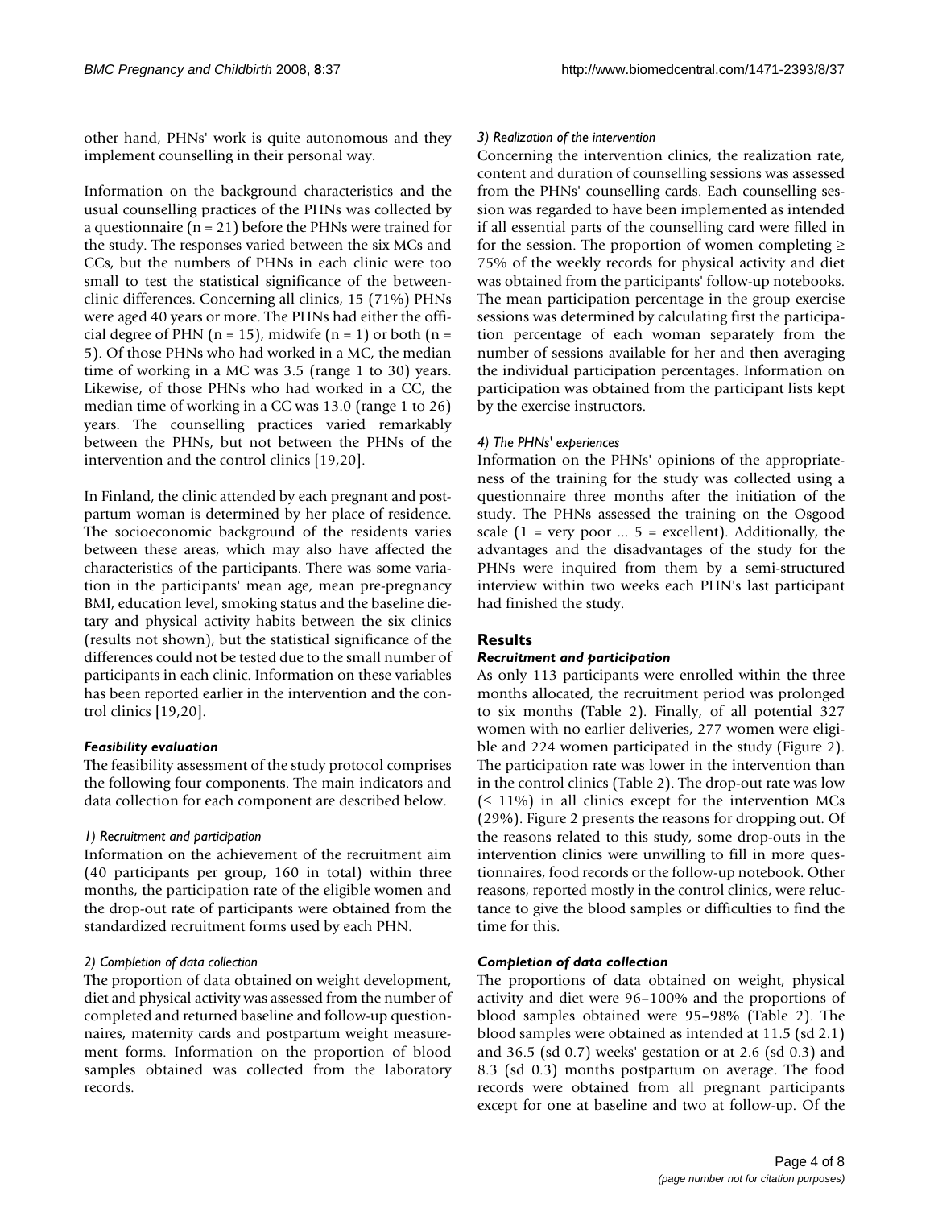other hand, PHNs' work is quite autonomous and they implement counselling in their personal way.

Information on the background characteristics and the usual counselling practices of the PHNs was collected by a questionnaire (n = 21) before the PHNs were trained for the study. The responses varied between the six MCs and CCs, but the numbers of PHNs in each clinic were too small to test the statistical significance of the between-clinic differences. Concerning all clinics, 15 (71%) PHNs were aged 40 years or more. The PHNs had either the official degree of PHN (n = 15), midwife (n = 1) or both (n = 5). Of those PHNs who had worked in a MC, the median time of working in a MC was 3.5 (range 1 to 30) years. Likewise, of those PHNs who had worked in a CC, the median time of working in a CC was 13.0 (range 1 to 26) years. The counselling practices varied remarkably between the PHNs, but not between the PHNs of the intervention and the control clinics [19,20].

In Finland, the clinic attended by each pregnant and postpartum woman is determined by her place of residence. The socioeconomic background of the residents varies between these areas, which may also have affected the characteristics of the participants. There was some variation in the participants' mean age, mean pre-pregnancy BMI, education level, smoking status and the baseline dietary and physical activity habits between the six clinics (results not shown), but the statistical significance of the differences could not be tested due to the small number of participants in each clinic. Information on these variables has been reported earlier in the intervention and the control clinics [19,20].

### *Feasibility evaluation*

The feasibility assessment of the study protocol comprises the following four components. The main indicators and data collection for each component are described below.

#### *1) Recruitment and participation*

Information on the achievement of the recruitment aim (40 participants per group, 160 in total) within three months, the participation rate of the eligible women and the drop-out rate of participants were obtained from the standardized recruitment forms used by each PHN.

#### *2) Completion of data collection*

The proportion of data obtained on weight development, diet and physical activity was assessed from the number of completed and returned baseline and follow-up questionnaires, maternity cards and postpartum weight measurement forms. Information on the proportion of blood samples obtained was collected from the laboratory records.

#### *3) Realization of the intervention*

Concerning the intervention clinics, the realization rate, content and duration of counselling sessions was assessed from the PHNs' counselling cards. Each counselling session was regarded to have been implemented as intended if all essential parts of the counselling card were filled in for the session. The proportion of women completing ≥ 75% of the weekly records for physical activity and diet was obtained from the participants' follow-up notebooks. The mean participation percentage in the group exercise sessions was determined by calculating first the participation percentage of each woman separately from the number of sessions available for her and then averaging the individual participation percentages. Information on participation was obtained from the participant lists kept by the exercise instructors.

#### *4) The PHNs' experiences*

Information on the PHNs' opinions of the appropriateness of the training for the study was collected using a questionnaire three months after the initiation of the study. The PHNs assessed the training on the Osgood scale (1 = very poor ... 5 = excellent). Additionally, the advantages and the disadvantages of the study for the PHNs were inquired from them by a semi-structured interview within two weeks each PHN's last participant had finished the study.

## Results

### *Recruitment and participation*

As only 113 participants were enrolled within the three months allocated, the recruitment period was prolonged to six months (Table 2). Finally, of all potential 327 women with no earlier deliveries, 277 women were eligible and 224 women participated in the study (Figure 2). The participation rate was lower in the intervention than in the control clinics (Table 2). The drop-out rate was low (≤ 11%) in all clinics except for the intervention MCs (29%). Figure 2 presents the reasons for dropping out. Of the reasons related to this study, some drop-outs in the intervention clinics were unwilling to fill in more questionnaires, food records or the follow-up notebook. Other reasons, reported mostly in the control clinics, were reluctance to give the blood samples or difficulties to find the time for this.

### *Completion of data collection*

The proportions of data obtained on weight, physical activity and diet were 96–100% and the proportions of blood samples obtained were 95–98% (Table 2). The blood samples were obtained as intended at 11.5 (sd 2.1) and 36.5 (sd 0.7) weeks' gestation or at 2.6 (sd 0.3) and 8.3 (sd 0.3) months postpartum on average. The food records were obtained from all pregnant participants except for one at baseline and two at follow-up. Of the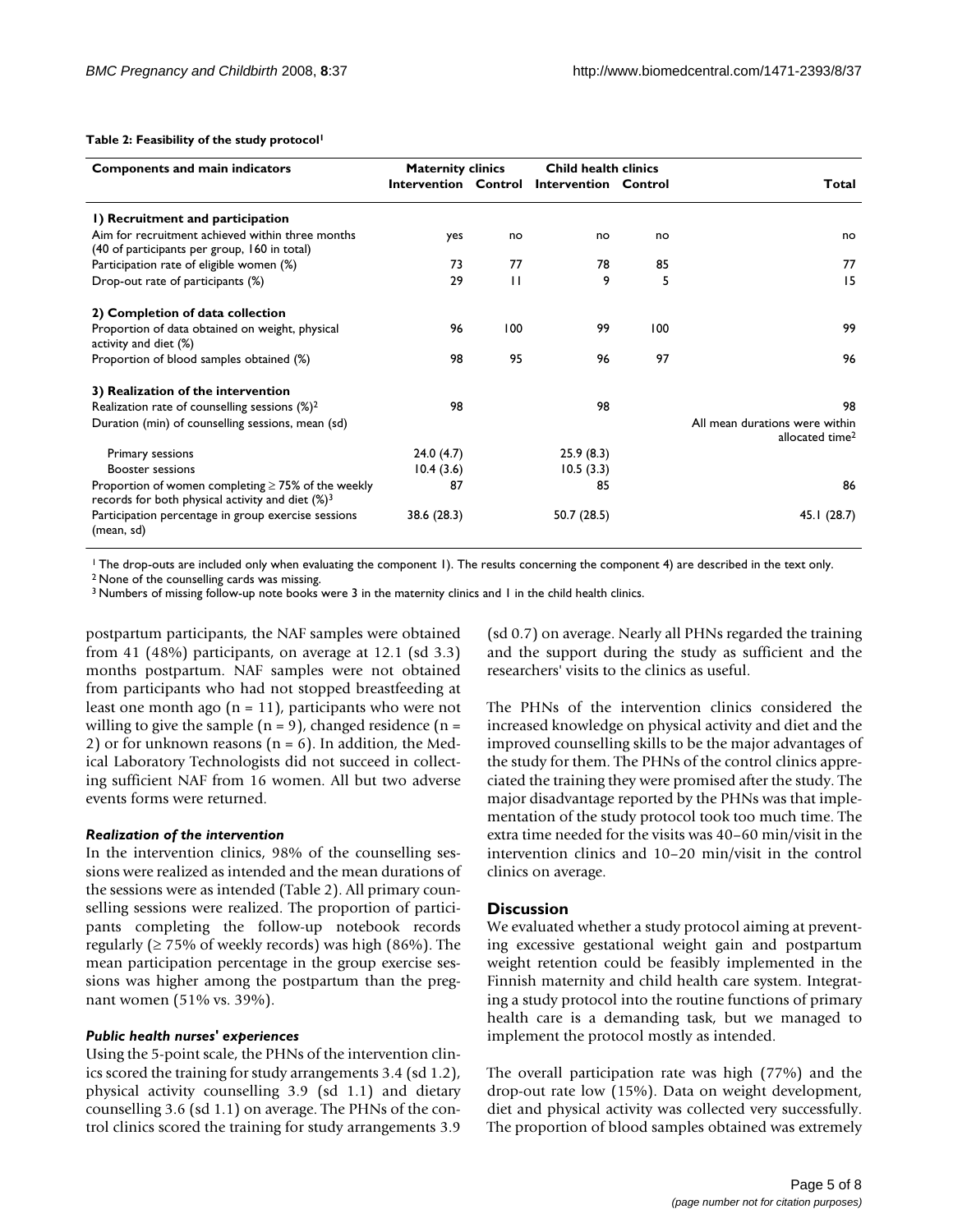**Table 2: Feasibility of the study protocol[1]**

| Components and main indicators | Maternity clinics | | Child health clinics | | Total |
|---|---|---|---|---|---|
| | Intervention | Control | Intervention | Control | |
| **1) Recruitment and participation** | | | | | |
| Aim for recruitment achieved within three months (40 of participants per group, 160 in total) | yes | no | no | no | no |
| Participation rate of eligible women (%) | 73 | 77 | 78 | 85 | 77 |
| Drop-out rate of participants (%) | 29 | 11 | 9 | 5 | 15 |
| **2) Completion of data collection** | | | | | |
| Proportion of data obtained on weight, physical activity and diet (%) | 96 | 100 | 99 | 100 | 99 |
| Proportion of blood samples obtained (%) | 98 | 95 | 96 | 97 | 96 |
| **3) Realization of the intervention** | | | | | |
| Realization rate of counselling sessions (%)[2] | 98 | | 98 | | 98 |
| Duration (min) of counselling sessions, mean (sd) | | | | | All mean durations were within allocated time[2] |
| Primary sessions | 24.0 (4.7) | | 25.9 (8.3) | | |
| Booster sessions | 10.4 (3.6) | | 10.5 (3.3) | | |
| Proportion of women completing ≥ 75% of the weekly records for both physical activity and diet (%)[3] | 87 | | 85 | | 86 |
| Participation percentage in group exercise sessions (mean, sd) | 38.6 (28.3) | | 50.7 (28.5) | | 45.1 (28.7) |

[1] The drop-outs are included only when evaluating the component 1). The results concerning the component 4) are described in the text only.
[2] None of the counselling cards was missing.
[3] Numbers of missing follow-up note books were 3 in the maternity clinics and 1 in the child health clinics.

postpartum participants, the NAF samples were obtained from 41 (48%) participants, on average at 12.1 (sd 3.3) months postpartum. NAF samples were not obtained from participants who had not stopped breastfeeding at least one month ago (n = 11), participants who were not willing to give the sample (n = 9), changed residence (n = 2) or for unknown reasons (n = 6). In addition, the Medical Laboratory Technologists did not succeed in collecting sufficient NAF from 16 women. All but two adverse events forms were returned.

### *Realization of the intervention*

In the intervention clinics, 98% of the counselling sessions were realized as intended and the mean durations of the sessions were as intended (Table 2). All primary counselling sessions were realized. The proportion of participants completing the follow-up notebook records regularly (≥ 75% of weekly records) was high (86%). The mean participation percentage in the group exercise sessions was higher among the postpartum than the pregnant women (51% vs. 39%).

### *Public health nurses' experiences*

Using the 5-point scale, the PHNs of the intervention clinics scored the training for study arrangements 3.4 (sd 1.2), physical activity counselling 3.9 (sd 1.1) and dietary counselling 3.6 (sd 1.1) on average. The PHNs of the control clinics scored the training for study arrangements 3.9 (sd 0.7) on average. Nearly all PHNs regarded the training and the support during the study as sufficient and the researchers' visits to the clinics as useful.

The PHNs of the intervention clinics considered the increased knowledge on physical activity and diet and the improved counselling skills to be the major advantages of the study for them. The PHNs of the control clinics appreciated the training they were promised after the study. The major disadvantage reported by the PHNs was that implementation of the study protocol took too much time. The extra time needed for the visits was 40–60 min/visit in the intervention clinics and 10–20 min/visit in the control clinics on average.

## Discussion

We evaluated whether a study protocol aiming at preventing excessive gestational weight gain and postpartum weight retention could be feasibly implemented in the Finnish maternity and child health care system. Integrating a study protocol into the routine functions of primary health care is a demanding task, but we managed to implement the protocol mostly as intended.

The overall participation rate was high (77%) and the drop-out rate low (15%). Data on weight development, diet and physical activity was collected very successfully. The proportion of blood samples obtained was extremely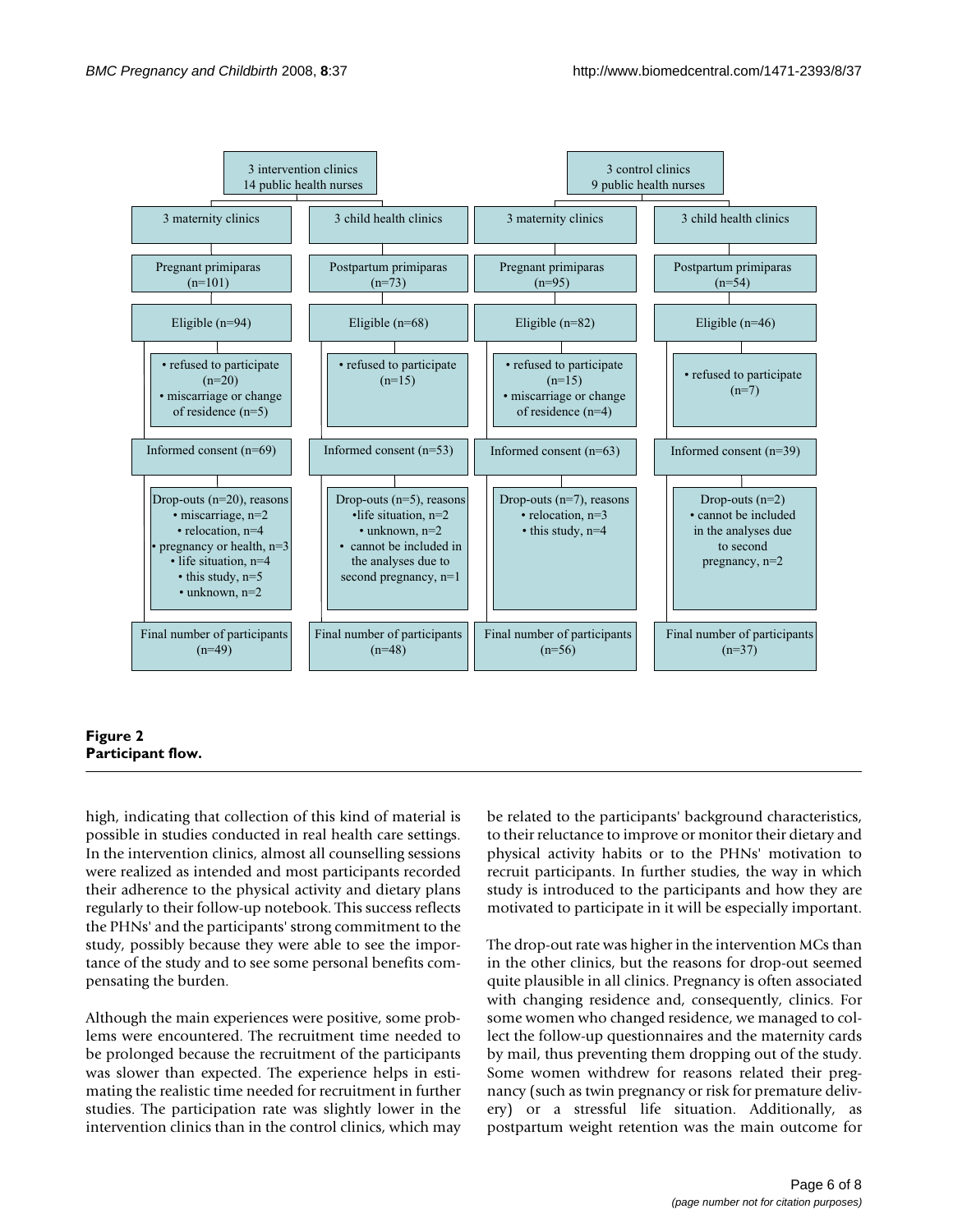| 3 intervention clinics, 14 public health nurses | | 3 control clinics, 9 public health nurses | |
|---|---|---|---|
| 3 maternity clinics | 3 child health clinics | 3 maternity clinics | 3 child health clinics |
| Pregnant primiparas (n=101) | Postpartum primiparas (n=73) | Pregnant primiparas (n=95) | Postpartum primiparas (n=54) |
| Eligible (n=94) | Eligible (n=68) | Eligible (n=82) | Eligible (n=46) |
| • refused to participate (n=20) • miscarriage or change of residence (n=5) | • refused to participate (n=15) | • refused to participate (n=15) • miscarriage or change of residence (n=4) | • refused to participate (n=7) |
| Informed consent (n=69) | Informed consent (n=53) | Informed consent (n=63) | Informed consent (n=39) |
| Drop-outs (n=20), reasons • miscarriage, n=2 • relocation, n=4 • pregnancy or health, n=3 • life situation, n=4 • this study, n=5 • unknown, n=2 | Drop-outs (n=5), reasons •life situation, n=2 • unknown, n=2 • cannot be included in the analyses due to second pregnancy, n=1 | Drop-outs (n=7), reasons • relocation, n=3 • this study, n=4 | Drop-outs (n=2) • cannot be included in the analyses due to second pregnancy, n=2 |
| Final number of participants (n=49) | Final number of participants (n=48) | Final number of participants (n=56) | Final number of participants (n=37) |

**Figure 2**
**Participant flow.**

high, indicating that collection of this kind of material is possible in studies conducted in real health care settings. In the intervention clinics, almost all counselling sessions were realized as intended and most participants recorded their adherence to the physical activity and dietary plans regularly to their follow-up notebook. This success reflects the PHNs' and the participants' strong commitment to the study, possibly because they were able to see the importance of the study and to see some personal benefits compensating the burden.

Although the main experiences were positive, some problems were encountered. The recruitment time needed to be prolonged because the recruitment of the participants was slower than expected. The experience helps in estimating the realistic time needed for recruitment in further studies. The participation rate was slightly lower in the intervention clinics than in the control clinics, which may be related to the participants' background characteristics, to their reluctance to improve or monitor their dietary and physical activity habits or to the PHNs' motivation to recruit participants. In further studies, the way in which study is introduced to the participants and how they are motivated to participate in it will be especially important.

The drop-out rate was higher in the intervention MCs than in the other clinics, but the reasons for drop-out seemed quite plausible in all clinics. Pregnancy is often associated with changing residence and, consequently, clinics. For some women who changed residence, we managed to collect the follow-up questionnaires and the maternity cards by mail, thus preventing them dropping out of the study. Some women withdrew for reasons related their pregnancy (such as twin pregnancy or risk for premature delivery) or a stressful life situation. Additionally, as postpartum weight retention was the main outcome for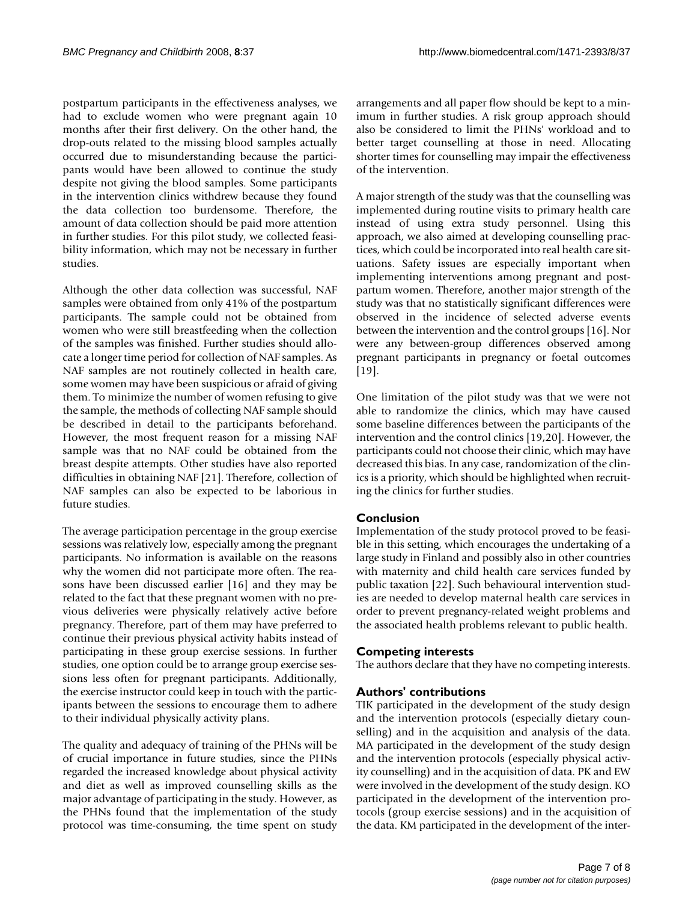postpartum participants in the effectiveness analyses, we had to exclude women who were pregnant again 10 months after their first delivery. On the other hand, the drop-outs related to the missing blood samples actually occurred due to misunderstanding because the participants would have been allowed to continue the study despite not giving the blood samples. Some participants in the intervention clinics withdrew because they found the data collection too burdensome. Therefore, the amount of data collection should be paid more attention in further studies. For this pilot study, we collected feasibility information, which may not be necessary in further studies.

Although the other data collection was successful, NAF samples were obtained from only 41% of the postpartum participants. The sample could not be obtained from women who were still breastfeeding when the collection of the samples was finished. Further studies should allocate a longer time period for collection of NAF samples. As NAF samples are not routinely collected in health care, some women may have been suspicious or afraid of giving them. To minimize the number of women refusing to give the sample, the methods of collecting NAF sample should be described in detail to the participants beforehand. However, the most frequent reason for a missing NAF sample was that no NAF could be obtained from the breast despite attempts. Other studies have also reported difficulties in obtaining NAF [21]. Therefore, collection of NAF samples can also be expected to be laborious in future studies.

The average participation percentage in the group exercise sessions was relatively low, especially among the pregnant participants. No information is available on the reasons why the women did not participate more often. The reasons have been discussed earlier [16] and they may be related to the fact that these pregnant women with no previous deliveries were physically relatively active before pregnancy. Therefore, part of them may have preferred to continue their previous physical activity habits instead of participating in these group exercise sessions. In further studies, one option could be to arrange group exercise sessions less often for pregnant participants. Additionally, the exercise instructor could keep in touch with the participants between the sessions to encourage them to adhere to their individual physically activity plans.

The quality and adequacy of training of the PHNs will be of crucial importance in future studies, since the PHNs regarded the increased knowledge about physical activity and diet as well as improved counselling skills as the major advantage of participating in the study. However, as the PHNs found that the implementation of the study protocol was time-consuming, the time spent on study arrangements and all paper flow should be kept to a minimum in further studies. A risk group approach should also be considered to limit the PHNs' workload and to better target counselling at those in need. Allocating shorter times for counselling may impair the effectiveness of the intervention.

A major strength of the study was that the counselling was implemented during routine visits to primary health care instead of using extra study personnel. Using this approach, we also aimed at developing counselling practices, which could be incorporated into real health care situations. Safety issues are especially important when implementing interventions among pregnant and postpartum women. Therefore, another major strength of the study was that no statistically significant differences were observed in the incidence of selected adverse events between the intervention and the control groups [16]. Nor were any between-group differences observed among pregnant participants in pregnancy or foetal outcomes [19].

One limitation of the pilot study was that we were not able to randomize the clinics, which may have caused some baseline differences between the participants of the intervention and the control clinics [19,20]. However, the participants could not choose their clinic, which may have decreased this bias. In any case, randomization of the clinics is a priority, which should be highlighted when recruiting the clinics for further studies.

## Conclusion

Implementation of the study protocol proved to be feasible in this setting, which encourages the undertaking of a large study in Finland and possibly also in other countries with maternity and child health care services funded by public taxation [22]. Such behavioural intervention studies are needed to develop maternal health care services in order to prevent pregnancy-related weight problems and the associated health problems relevant to public health.

## Competing interests

The authors declare that they have no competing interests.

## Authors' contributions

TIK participated in the development of the study design and the intervention protocols (especially dietary counselling) and in the acquisition and analysis of the data. MA participated in the development of the study design and the intervention protocols (especially physical activity counselling) and in the acquisition of data. PK and EW were involved in the development of the study design. KO participated in the development of the intervention protocols (group exercise sessions) and in the acquisition of the data. KM participated in the development of the inter-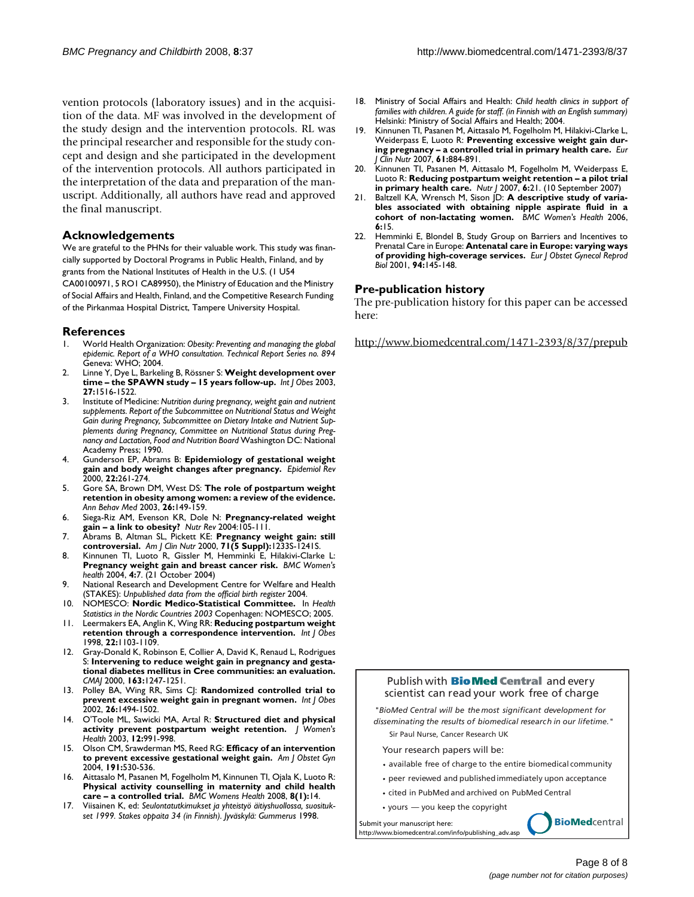vention protocols (laboratory issues) and in the acquisition of the data. MF was involved in the development of the study design and the intervention protocols. RL was the principal researcher and responsible for the study concept and design and she participated in the development of the intervention protocols. All authors participated in the interpretation of the data and preparation of the manuscript. Additionally, all authors have read and approved the final manuscript.

## Acknowledgements

We are grateful to the PHNs for their valuable work. This study was financially supported by Doctoral Programs in Public Health, Finland, and by grants from the National Institutes of Health in the U.S. (1 U54 CA00100971, 5 RO1 CA89950), the Ministry of Education and the Ministry of Social Affairs and Health, Finland, and the Competitive Research Funding of the Pirkanmaa Hospital District, Tampere University Hospital.

## References

1. World Health Organization: *Obesity: Preventing and managing the global epidemic. Report of a WHO consultation. Technical Report Series no. 894* Geneva: WHO; 2004.
2. Linne Y, Dye L, Barkeling B, Rössner S: **Weight development over time – the SPAWN study – 15 years follow-up.** *Int J Obes* 2003, **27:**1516-1522.
3. Institute of Medicine: *Nutrition during pregnancy, weight gain and nutrient supplements. Report of the Subcommittee on Nutritional Status and Weight Gain during Pregnancy, Subcommittee on Dietary Intake and Nutrient Supplements during Pregnancy, Committee on Nutritional Status during Pregnancy and Lactation, Food and Nutrition Board* Washington DC: National Academy Press; 1990.
4. Gunderson EP, Abrams B: **Epidemiology of gestational weight gain and body weight changes after pregnancy.** *Epidemiol Rev* 2000, **22:**261-274.
5. Gore SA, Brown DM, West DS: **The role of postpartum weight retention in obesity among women: a review of the evidence.** *Ann Behav Med* 2003, **26:**149-159.
6. Siega-Riz AM, Evenson KR, Dole N: **Pregnancy-related weight gain – a link to obesity?** *Nutr Rev* 2004:105-111.
7. Abrams B, Altman SL, Pickett KE: **Pregnancy weight gain: still controversial.** *Am J Clin Nutr* 2000, **71(5 Suppl):**1233S-1241S.
8. Kinnunen TI, Luoto R, Gissler M, Hemminki E, Hilakivi-Clarke L: **Pregnancy weight gain and breast cancer risk.** *BMC Women's health* 2004, **4:**7. (21 October 2004)
9. National Research and Development Centre for Welfare and Health (STAKES): *Unpublished data from the official birth register* 2004.
10. NOMESCO: **Nordic Medico-Statistical Committee.** In *Health Statistics in the Nordic Countries 2003* Copenhagen: NOMESCO; 2005.
11. Leermakers EA, Anglin K, Wing RR: **Reducing postpartum weight retention through a correspondence intervention.** *Int J Obes* 1998, **22:**1103-1109.
12. Gray-Donald K, Robinson E, Collier A, David K, Renaud L, Rodrigues S: **Intervening to reduce weight gain in pregnancy and gestational diabetes mellitus in Cree communities: an evaluation.** *CMAJ* 2000, **163:**1247-1251.
13. Polley BA, Wing RR, Sims CJ: **Randomized controlled trial to prevent excessive weight gain in pregnant women.** *Int J Obes* 2002, **26:**1494-1502.
14. O'Toole ML, Sawicki MA, Artal R: **Structured diet and physical activity prevent postpartum weight retention.** *J Women's Health* 2003, **12:**991-998.
15. Olson CM, Srawderman MS, Reed RG: **Efficacy of an intervention to prevent excessive gestational weight gain.** *Am J Obstet Gyn* 2004, **191:**530-536.
16. Aittasalo M, Pasanen M, Fogelholm M, Kinnunen TI, Ojala K, Luoto R: **Physical activity counselling in maternity and child health care – a controlled trial.** *BMC Womens Health* 2008, **8(1):**14.
17. Viisainen K, ed: *Seulontatutkimukset ja yhteistyö äitiyshuollossa, suositukset 1999. Stakes oppaita 34 (in Finnish). Jyväskylä: Gummerus* 1998.
18. Ministry of Social Affairs and Health: *Child health clinics in support of families with children. A guide for staff. (in Finnish with an English summary)* Helsinki: Ministry of Social Affairs and Health; 2004.
19. Kinnunen TI, Pasanen M, Aittasalo M, Fogelholm M, Hilakivi-Clarke L, Weiderpass E, Luoto R: **Preventing excessive weight gain during pregnancy – a controlled trial in primary health care.** *Eur J Clin Nutr* 2007, **61:**884-891.
20. Kinnunen TI, Pasanen M, Aittasalo M, Fogelholm M, Weiderpass E, Luoto R: **Reducing postpartum weight retention – a pilot trial in primary health care.** *Nutr J* 2007, **6:**21. (10 September 2007)
21. Baltzell KA, Wrensch M, Sison JD: **A descriptive study of variables associated with obtaining nipple aspirate fluid in a cohort of non-lactating women.** *BMC Women's Health* 2006, **6:**15.
22. Hemminki E, Blondel B, Study Group on Barriers and Incentives to Prenatal Care in Europe: **Antenatal care in Europe: varying ways of providing high-coverage services.** *Eur J Obstet Gynecol Reprod Biol* 2001, **94:**145-148.

## Pre-publication history

The pre-publication history for this paper can be accessed here:

http://www.biomedcentral.com/1471-2393/8/37/prepub

Publish with **BioMed Central** and every scientist can read your work free of charge

*"BioMed Central will be the most significant development for disseminating the results of biomedical research in our lifetime."*
Sir Paul Nurse, Cancer Research UK

Your research papers will be:

- available free of charge to the entire biomedical community
- peer reviewed and published immediately upon acceptance
- cited in PubMed and archived on PubMed Central
- yours — you keep the copyright

Submit your manuscript here:
http://www.biomedcentral.com/info/publishing_adv.asp

BioMedcentral